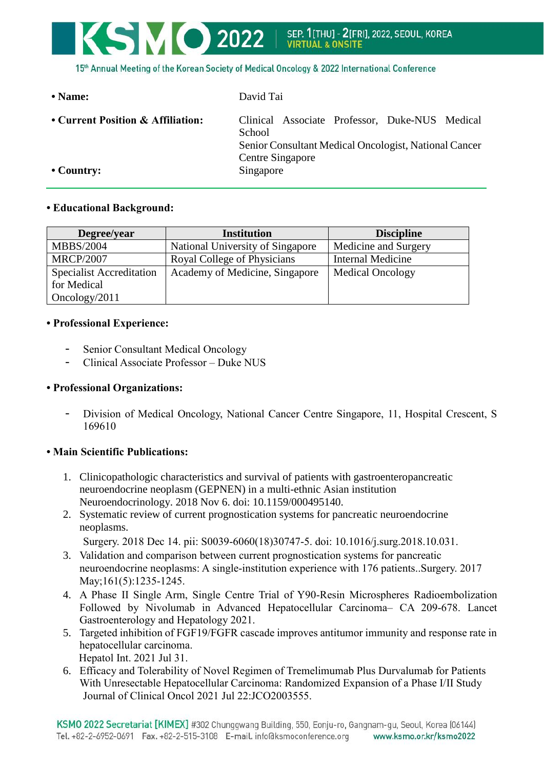- **Name:** David Tai
- **Current Position & Affiliation:** Clinical Associate Professor, Duke-NUS Medical School
Senior Consultant Medical Oncologist, National Cancer Centre Singapore
- **Country:** Singapore

---

- **Educational Background:**

| Degree/year | Institution | Discipline |
|---|---|---|
| MBBS/2004 | National University of Singapore | Medicine and Surgery |
| MRCP/2007 | Royal College of Physicians | Internal Medicine |
| Specialist Accreditation for Medical Oncology/2011 | Academy of Medicine, Singapore | Medical Oncology |

- **Professional Experience:**

  - Senior Consultant Medical Oncology
  - Clinical Associate Professor – Duke NUS

- **Professional Organizations:**

  - Division of Medical Oncology, National Cancer Centre Singapore, 11, Hospital Crescent, S 169610

- **Main Scientific Publications:**

1. Clinicopathologic characteristics and survival of patients with gastroenteropancreatic neuroendocrine neoplasm (GEPNEN) in a multi-ethnic Asian institution Neuroendocrinology. 2018 Nov 6. doi: 10.1159/000495140.
2. Systematic review of current prognostication systems for pancreatic neuroendocrine neoplasms.
Surgery. 2018 Dec 14. pii: S0039-6060(18)30747-5. doi: 10.1016/j.surg.2018.10.031.
3. Validation and comparison between current prognostication systems for pancreatic neuroendocrine neoplasms: A single-institution experience with 176 patients..Surgery. 2017 May;161(5):1235-1245.
4. A Phase II Single Arm, Single Centre Trial of Y90-Resin Microspheres Radioembolization Followed by Nivolumab in Advanced Hepatocellular Carcinoma– CA 209-678. Lancet Gastroenterology and Hepatology 2021.
5. Targeted inhibition of FGF19/FGFR cascade improves antitumor immunity and response rate in hepatocellular carcinoma.
Hepatol Int. 2021 Jul 31.
6. Efficacy and Tolerability of Novel Regimen of Tremelimumab Plus Durvalumab for Patients With Unresectable Hepatocellular Carcinoma: Randomized Expansion of a Phase I/II Study Journal of Clinical Oncol 2021 Jul 22:JCO2003555.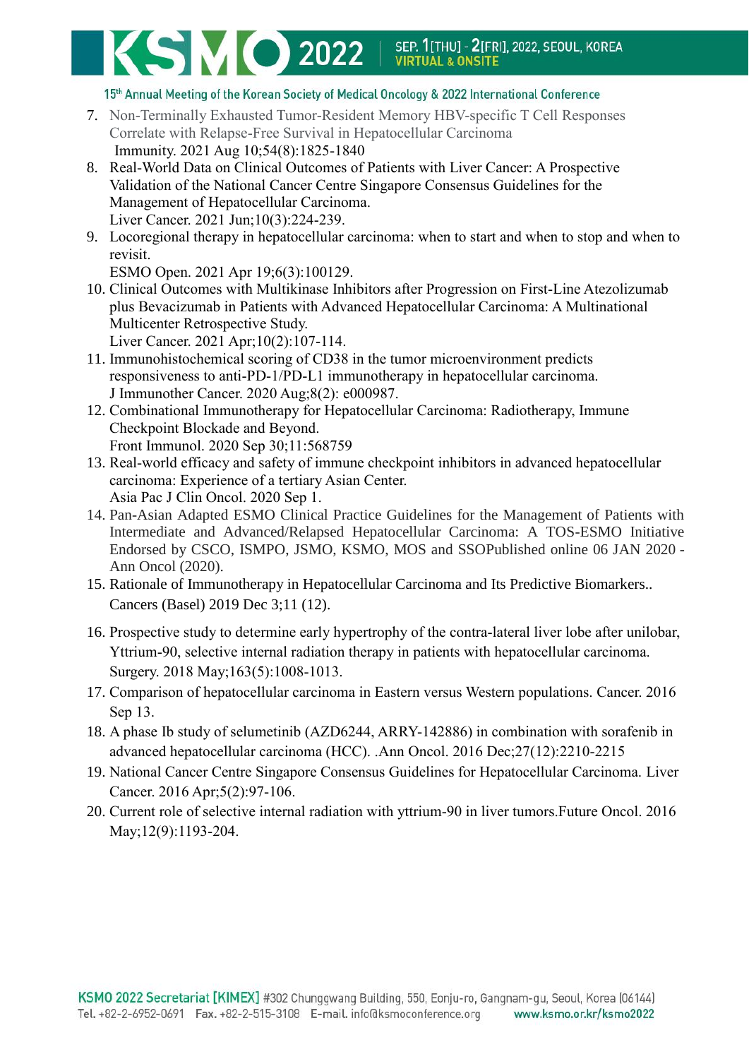7. Non-Terminally Exhausted Tumor-Resident Memory HBV-specific T Cell Responses Correlate with Relapse-Free Survival in Hepatocellular Carcinoma
   Immunity. 2021 Aug 10;54(8):1825-1840
8. Real-World Data on Clinical Outcomes of Patients with Liver Cancer: A Prospective Validation of the National Cancer Centre Singapore Consensus Guidelines for the Management of Hepatocellular Carcinoma.
   Liver Cancer. 2021 Jun;10(3):224-239.
9. Locoregional therapy in hepatocellular carcinoma: when to start and when to stop and when to revisit.
   ESMO Open. 2021 Apr 19;6(3):100129.
10. Clinical Outcomes with Multikinase Inhibitors after Progression on First-Line Atezolizumab plus Bevacizumab in Patients with Advanced Hepatocellular Carcinoma: A Multinational Multicenter Retrospective Study.
    Liver Cancer. 2021 Apr;10(2):107-114.
11. Immunohistochemical scoring of CD38 in the tumor microenvironment predicts responsiveness to anti-PD-1/PD-L1 immunotherapy in hepatocellular carcinoma.
    J Immunother Cancer. 2020 Aug;8(2): e000987.
12. Combinational Immunotherapy for Hepatocellular Carcinoma: Radiotherapy, Immune Checkpoint Blockade and Beyond.
    Front Immunol. 2020 Sep 30;11:568759
13. Real-world efficacy and safety of immune checkpoint inhibitors in advanced hepatocellular carcinoma: Experience of a tertiary Asian Center.
    Asia Pac J Clin Oncol. 2020 Sep 1.
14. Pan-Asian Adapted ESMO Clinical Practice Guidelines for the Management of Patients with Intermediate and Advanced/Relapsed Hepatocellular Carcinoma: A TOS-ESMO Initiative Endorsed by CSCO, ISMPO, JSMO, KSMO, MOS and SSOPublished online 06 JAN 2020 - Ann Oncol (2020).
15. Rationale of Immunotherapy in Hepatocellular Carcinoma and Its Predictive Biomarkers.. Cancers (Basel) 2019 Dec 3;11 (12).
16. Prospective study to determine early hypertrophy of the contra-lateral liver lobe after unilobar, Yttrium-90, selective internal radiation therapy in patients with hepatocellular carcinoma. Surgery. 2018 May;163(5):1008-1013.
17. Comparison of hepatocellular carcinoma in Eastern versus Western populations. Cancer. 2016 Sep 13.
18. A phase Ib study of selumetinib (AZD6244, ARRY-142886) in combination with sorafenib in advanced hepatocellular carcinoma (HCC). .Ann Oncol. 2016 Dec;27(12):2210-2215
19. National Cancer Centre Singapore Consensus Guidelines for Hepatocellular Carcinoma. Liver Cancer. 2016 Apr;5(2):97-106.
20. Current role of selective internal radiation with yttrium-90 in liver tumors.Future Oncol. 2016 May;12(9):1193-204.